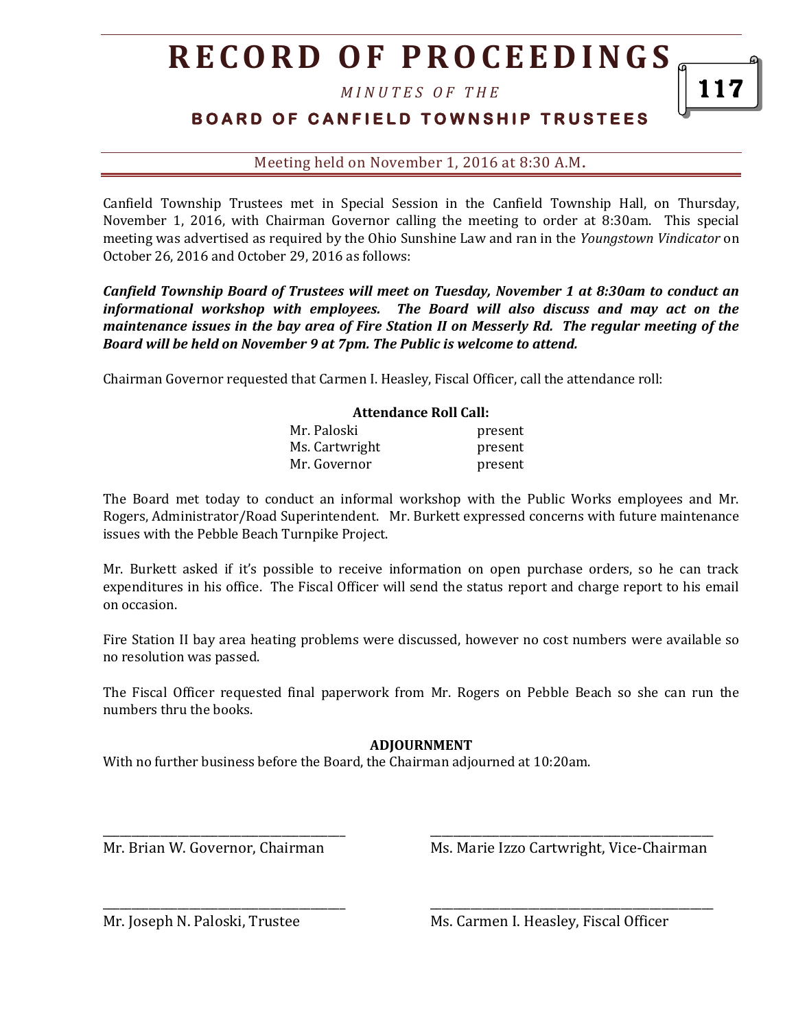# RECORD OF PROCEEDINGS

*MINUTES OF THE*

## BOARD OF CANFIELD TOWNSHIP TRUSTEES

Meeting held on November 1, 2016 at 8:30 A.M.

Canfield Township Trustees met in Special Session in the Canfield Township Hall, on Thursday, November 1, 2016, with Chairman Governor calling the meeting to order at 8:30am. This special meeting was advertised as required by the Ohio Sunshine Law and ran in the *Youngstown Vindicator* on October 26, 2016 and October 29, 2016 as follows:

***Canfield Township Board of Trustees will meet on Tuesday, November 1 at 8:30am to conduct an informational workshop with employees. The Board will also discuss and may act on the maintenance issues in the bay area of Fire Station II on Messerly Rd. The regular meeting of the Board will be held on November 9 at 7pm. The Public is welcome to attend.***

Chairman Governor requested that Carmen I. Heasley, Fiscal Officer, call the attendance roll:

**Attendance Roll Call:**

| | |
|---|---|
| Mr. Paloski | present |
| Ms. Cartwright | present |
| Mr. Governor | present |

The Board met today to conduct an informal workshop with the Public Works employees and Mr. Rogers, Administrator/Road Superintendent. Mr. Burkett expressed concerns with future maintenance issues with the Pebble Beach Turnpike Project.

Mr. Burkett asked if it's possible to receive information on open purchase orders, so he can track expenditures in his office. The Fiscal Officer will send the status report and charge report to his email on occasion.

Fire Station II bay area heating problems were discussed, however no cost numbers were available so no resolution was passed.

The Fiscal Officer requested final paperwork from Mr. Rogers on Pebble Beach so she can run the numbers thru the books.

**ADJOURNMENT**

With no further business before the Board, the Chairman adjourned at 10:20am.

\_\_\_\_\_\_\_\_\_\_\_\_\_\_\_\_\_\_\_\_\_\_\_\_\_\_\_\_\_\_\_\_\_\_\_\_\_\_\_
Mr. Brian W. Governor, Chairman

\_\_\_\_\_\_\_\_\_\_\_\_\_\_\_\_\_\_\_\_\_\_\_\_\_\_\_\_\_\_\_\_\_\_\_\_\_\_\_
Ms. Marie Izzo Cartwright, Vice-Chairman

\_\_\_\_\_\_\_\_\_\_\_\_\_\_\_\_\_\_\_\_\_\_\_\_\_\_\_\_\_\_\_\_\_\_\_\_\_\_\_
Mr. Joseph N. Paloski, Trustee

\_\_\_\_\_\_\_\_\_\_\_\_\_\_\_\_\_\_\_\_\_\_\_\_\_\_\_\_\_\_\_\_\_\_\_\_\_\_\_
Ms. Carmen I. Heasley, Fiscal Officer